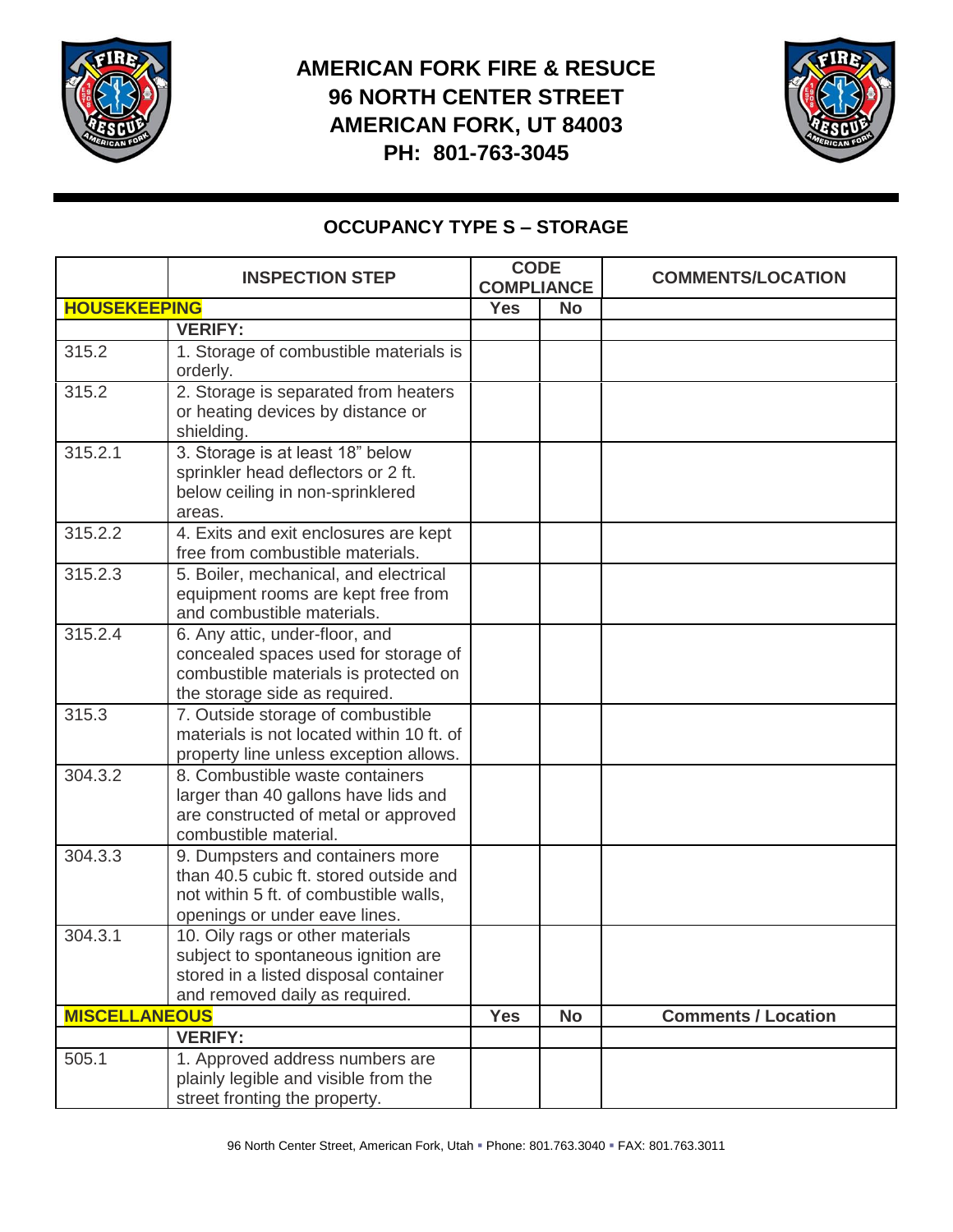# AMERICAN FORK FIRE & RESUCE
## 96 NORTH CENTER STREET
## AMERICAN FORK, UT 84003
## PH: 801-763-3045

## OCCUPANCY TYPE S – STORAGE

| | INSPECTION STEP | CODE COMPLIANCE | | COMMENTS/LOCATION |
|---|---|---|---|---|
| **HOUSEKEEPING** | | **Yes** | **No** | |
| | **VERIFY:** | | | |
| 315.2 | 1. Storage of combustible materials is orderly. | | | |
| 315.2 | 2. Storage is separated from heaters or heating devices by distance or shielding. | | | |
| 315.2.1 | 3. Storage is at least 18" below sprinkler head deflectors or 2 ft. below ceiling in non-sprinklered areas. | | | |
| 315.2.2 | 4. Exits and exit enclosures are kept free from combustible materials. | | | |
| 315.2.3 | 5. Boiler, mechanical, and electrical equipment rooms are kept free from and combustible materials. | | | |
| 315.2.4 | 6. Any attic, under-floor, and concealed spaces used for storage of combustible materials is protected on the storage side as required. | | | |
| 315.3 | 7. Outside storage of combustible materials is not located within 10 ft. of property line unless exception allows. | | | |
| 304.3.2 | 8. Combustible waste containers larger than 40 gallons have lids and are constructed of metal or approved combustible material. | | | |
| 304.3.3 | 9. Dumpsters and containers more than 40.5 cubic ft. stored outside and not within 5 ft. of combustible walls, openings or under eave lines. | | | |
| 304.3.1 | 10. Oily rags or other materials subject to spontaneous ignition are stored in a listed disposal container and removed daily as required. | | | |
| **MISCELLANEOUS** | | **Yes** | **No** | **Comments / Location** |
| | **VERIFY:** | | | |
| 505.1 | 1. Approved address numbers are plainly legible and visible from the street fronting the property. | | | |

96 North Center Street, American Fork, Utah ▪ Phone: 801.763.3040 ▪ FAX: 801.763.3011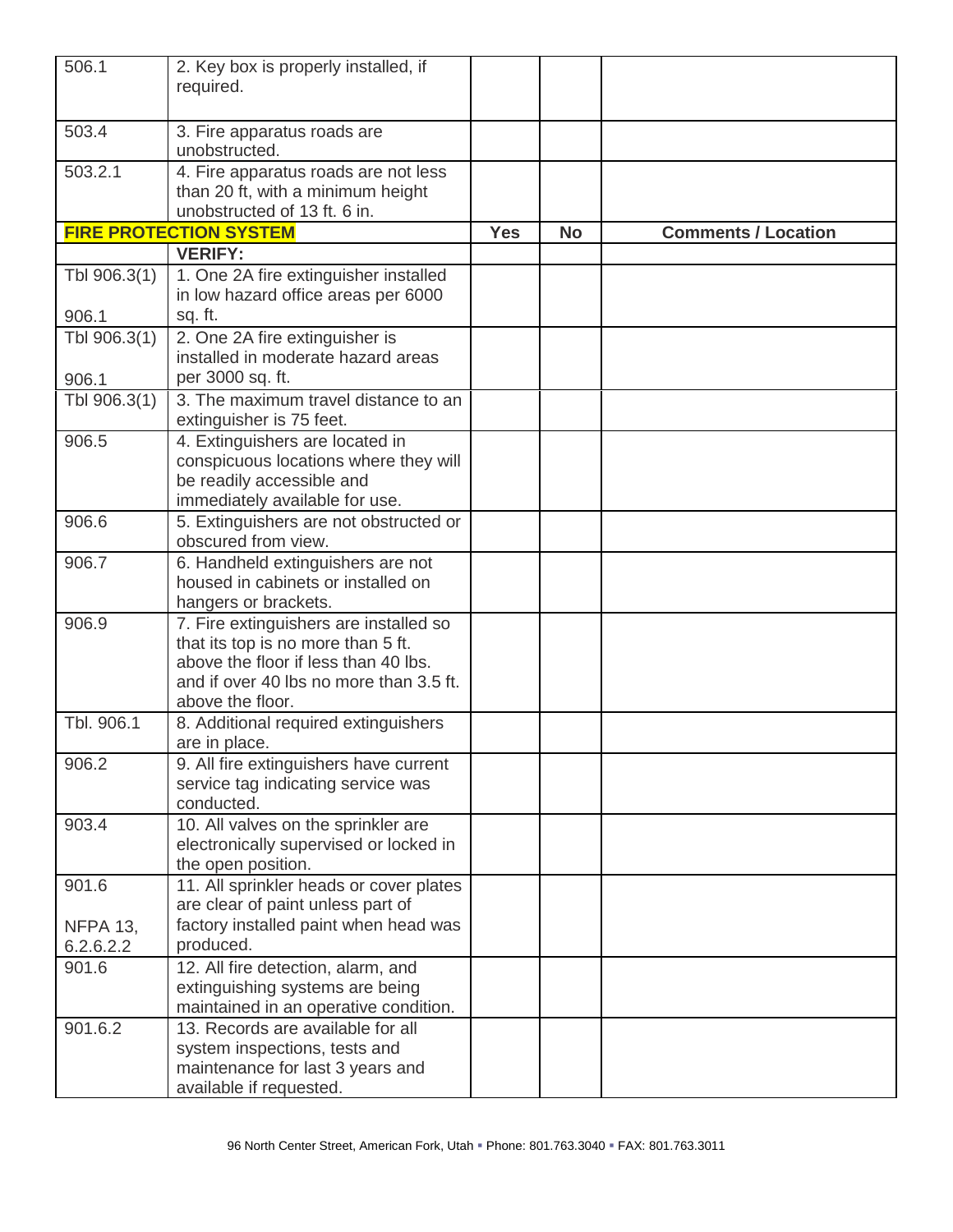| | | | | |
|---|---|---|---|---|
| 506.1 | 2. Key box is properly installed, if required. | | | |
| 503.4 | 3. Fire apparatus roads are unobstructed. | | | |
| 503.2.1 | 4. Fire apparatus roads are not less than 20 ft, with a minimum height unobstructed of 13 ft. 6 in. | | | |
| **FIRE PROTECTION SYSTEM** | | **Yes** | **No** | **Comments / Location** |
| | **VERIFY:** | | | |
| Tbl 906.3(1) 906.1 | 1. One 2A fire extinguisher installed in low hazard office areas per 6000 sq. ft. | | | |
| Tbl 906.3(1) 906.1 | 2. One 2A fire extinguisher is installed in moderate hazard areas per 3000 sq. ft. | | | |
| Tbl 906.3(1) | 3. The maximum travel distance to an extinguisher is 75 feet. | | | |
| 906.5 | 4. Extinguishers are located in conspicuous locations where they will be readily accessible and immediately available for use. | | | |
| 906.6 | 5. Extinguishers are not obstructed or obscured from view. | | | |
| 906.7 | 6. Handheld extinguishers are not housed in cabinets or installed on hangers or brackets. | | | |
| 906.9 | 7. Fire extinguishers are installed so that its top is no more than 5 ft. above the floor if less than 40 lbs. and if over 40 lbs no more than 3.5 ft. above the floor. | | | |
| Tbl. 906.1 | 8. Additional required extinguishers are in place. | | | |
| 906.2 | 9. All fire extinguishers have current service tag indicating service was conducted. | | | |
| 903.4 | 10. All valves on the sprinkler are electronically supervised or locked in the open position. | | | |
| 901.6 NFPA 13, 6.2.6.2.2 | 11. All sprinkler heads or cover plates are clear of paint unless part of factory installed paint when head was produced. | | | |
| 901.6 | 12. All fire detection, alarm, and extinguishing systems are being maintained in an operative condition. | | | |
| 901.6.2 | 13. Records are available for all system inspections, tests and maintenance for last 3 years and available if requested. | | | |

96 North Center Street, American Fork, Utah ▪ Phone: 801.763.3040 ▪ FAX: 801.763.3011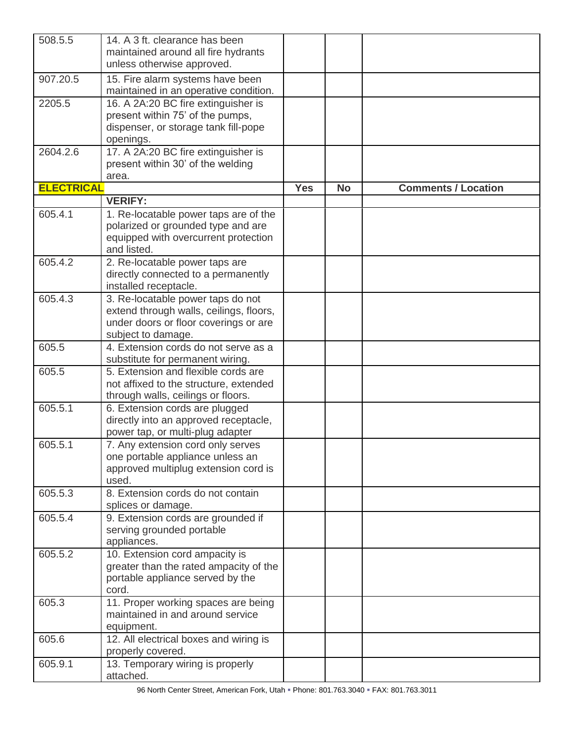| | | | | |
|---|---|---|---|---|
| 508.5.5 | 14. A 3 ft. clearance has been maintained around all fire hydrants unless otherwise approved. | | | |
| 907.20.5 | 15. Fire alarm systems have been maintained in an operative condition. | | | |
| 2205.5 | 16. A 2A:20 BC fire extinguisher is present within 75' of the pumps, dispenser, or storage tank fill-pope openings. | | | |
| 2604.2.6 | 17. A 2A:20 BC fire extinguisher is present within 30' of the welding area. | | | |
| **ELECTRICAL** | | **Yes** | **No** | **Comments / Location** |
| | **VERIFY:** | | | |
| 605.4.1 | 1. Re-locatable power taps are of the polarized or grounded type and are equipped with overcurrent protection and listed. | | | |
| 605.4.2 | 2. Re-locatable power taps are directly connected to a permanently installed receptacle. | | | |
| 605.4.3 | 3. Re-locatable power taps do not extend through walls, ceilings, floors, under doors or floor coverings or are subject to damage. | | | |
| 605.5 | 4. Extension cords do not serve as a substitute for permanent wiring. | | | |
| 605.5 | 5. Extension and flexible cords are not affixed to the structure, extended through walls, ceilings or floors. | | | |
| 605.5.1 | 6. Extension cords are plugged directly into an approved receptacle, power tap, or multi-plug adapter | | | |
| 605.5.1 | 7. Any extension cord only serves one portable appliance unless an approved multiplug extension cord is used. | | | |
| 605.5.3 | 8. Extension cords do not contain splices or damage. | | | |
| 605.5.4 | 9. Extension cords are grounded if serving grounded portable appliances. | | | |
| 605.5.2 | 10. Extension cord ampacity is greater than the rated ampacity of the portable appliance served by the cord. | | | |
| 605.3 | 11. Proper working spaces are being maintained in and around service equipment. | | | |
| 605.6 | 12. All electrical boxes and wiring is properly covered. | | | |
| 605.9.1 | 13. Temporary wiring is properly attached. | | | |

96 North Center Street, American Fork, Utah ▪ Phone: 801.763.3040 ▪ FAX: 801.763.3011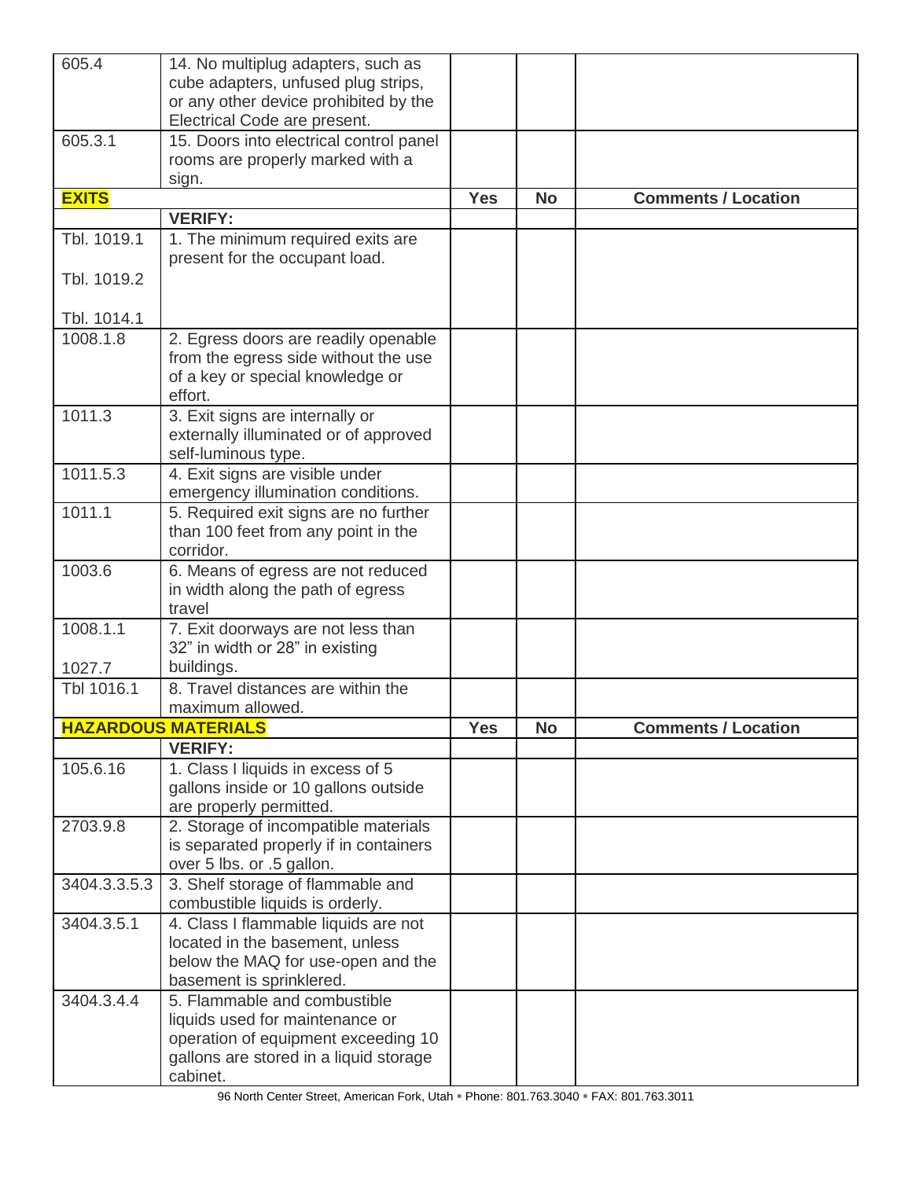| | | | | |
|---|---|---|---|---|
| 605.4 | 14. No multiplug adapters, such as cube adapters, unfused plug strips, or any other device prohibited by the Electrical Code are present. | | | |
| 605.3.1 | 15. Doors into electrical control panel rooms are properly marked with a sign. | | | |
| **EXITS** | | **Yes** | **No** | **Comments / Location** |
| | **VERIFY:** | | | |
| Tbl. 1019.1<br><br>Tbl. 1019.2<br><br>Tbl. 1014.1 | 1. The minimum required exits are present for the occupant load. | | | |
| 1008.1.8 | 2. Egress doors are readily openable from the egress side without the use of a key or special knowledge or effort. | | | |
| 1011.3 | 3. Exit signs are internally or externally illuminated or of approved self-luminous type. | | | |
| 1011.5.3 | 4. Exit signs are visible under emergency illumination conditions. | | | |
| 1011.1 | 5. Required exit signs are no further than 100 feet from any point in the corridor. | | | |
| 1003.6 | 6. Means of egress are not reduced in width along the path of egress travel | | | |
| 1008.1.1<br><br>1027.7 | 7. Exit doorways are not less than 32" in width or 28" in existing buildings. | | | |
| Tbl 1016.1 | 8. Travel distances are within the maximum allowed. | | | |
| **HAZARDOUS MATERIALS** | | **Yes** | **No** | **Comments / Location** |
| | **VERIFY:** | | | |
| 105.6.16 | 1. Class I liquids in excess of 5 gallons inside or 10 gallons outside are properly permitted. | | | |
| 2703.9.8 | 2. Storage of incompatible materials is separated properly if in containers over 5 lbs. or .5 gallon. | | | |
| 3404.3.3.5.3 | 3. Shelf storage of flammable and combustible liquids is orderly. | | | |
| 3404.3.5.1 | 4. Class I flammable liquids are not located in the basement, unless below the MAQ for use-open and the basement is sprinklered. | | | |
| 3404.3.4.4 | 5. Flammable and combustible liquids used for maintenance or operation of equipment exceeding 10 gallons are stored in a liquid storage cabinet. | | | |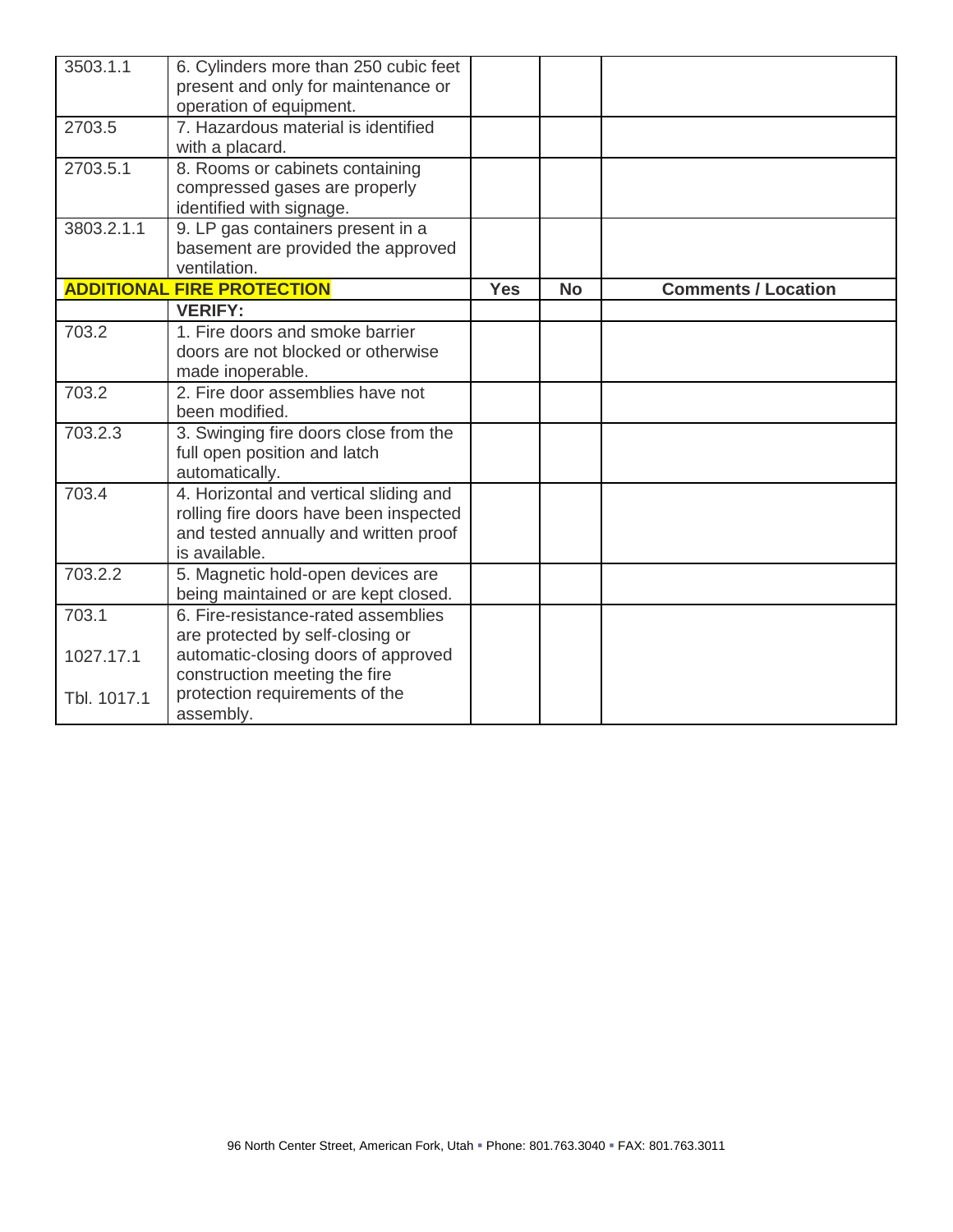| | | | | |
|---|---|---|---|---|
| 3503.1.1 | 6. Cylinders more than 250 cubic feet present and only for maintenance or operation of equipment. | | | |
| 2703.5 | 7. Hazardous material is identified with a placard. | | | |
| 2703.5.1 | 8. Rooms or cabinets containing compressed gases are properly identified with signage. | | | |
| 3803.2.1.1 | 9. LP gas containers present in a basement are provided the approved ventilation. | | | |
| **ADDITIONAL FIRE PROTECTION** | | **Yes** | **No** | **Comments / Location** |
| | **VERIFY:** | | | |
| 703.2 | 1. Fire doors and smoke barrier doors are not blocked or otherwise made inoperable. | | | |
| 703.2 | 2. Fire door assemblies have not been modified. | | | |
| 703.2.3 | 3. Swinging fire doors close from the full open position and latch automatically. | | | |
| 703.4 | 4. Horizontal and vertical sliding and rolling fire doors have been inspected and tested annually and written proof is available. | | | |
| 703.2.2 | 5. Magnetic hold-open devices are being maintained or are kept closed. | | | |
| 703.1<br><br>1027.17.1<br><br>Tbl. 1017.1 | 6. Fire-resistance-rated assemblies are protected by self-closing or automatic-closing doors of approved construction meeting the fire protection requirements of the assembly. | | | |

96 North Center Street, American Fork, Utah ▪ Phone: 801.763.3040 ▪ FAX: 801.763.3011